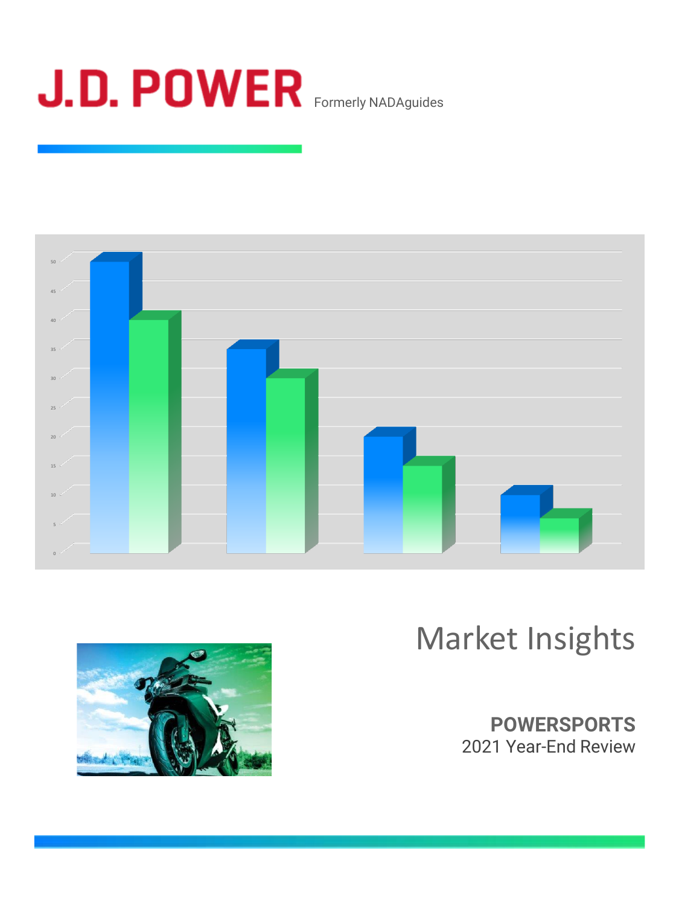J.D. POWER

Formerly NADAguides

# Market Insights

**POWERSPORTS**
2021 Year-End Review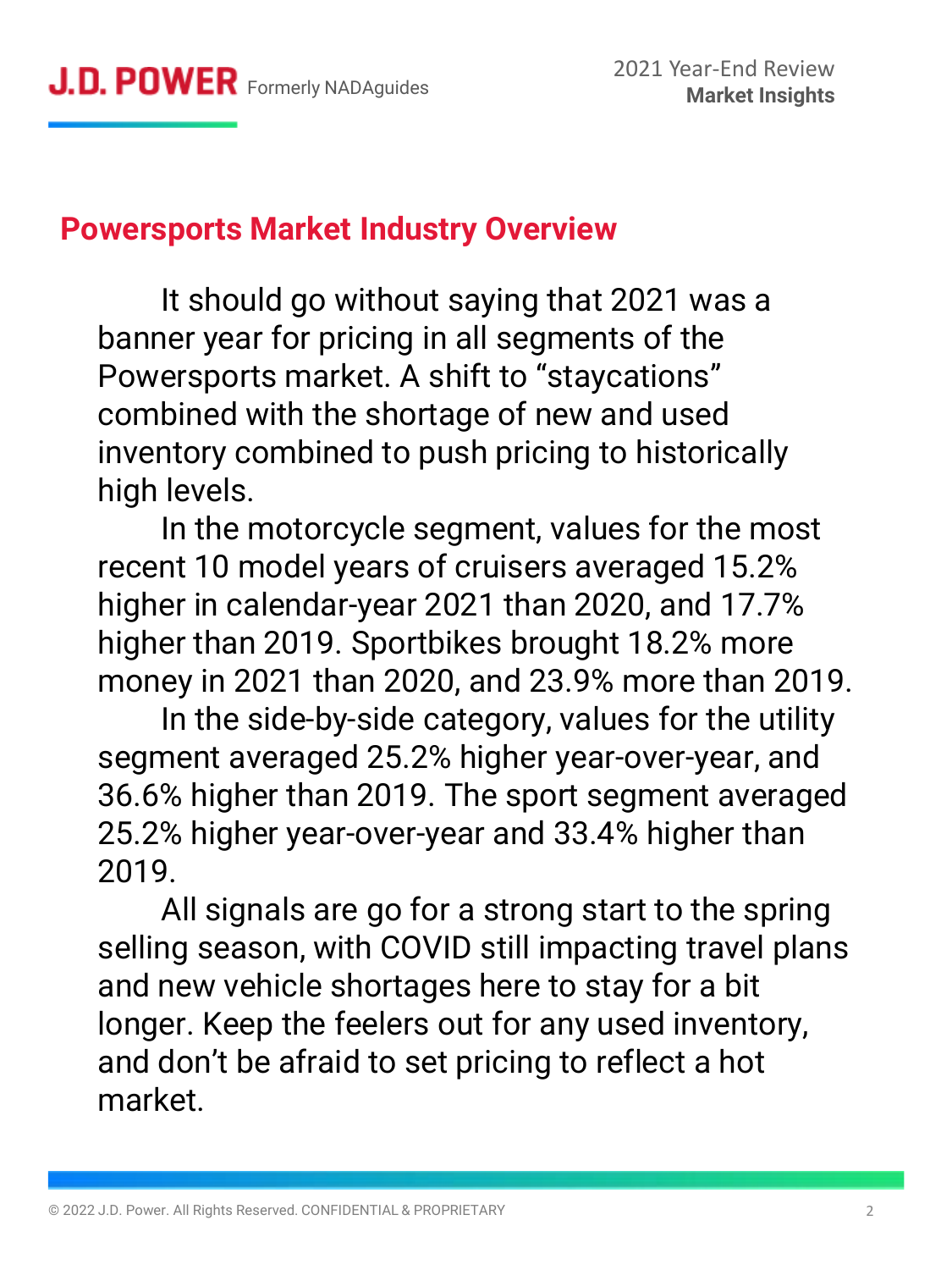## Powersports Market Industry Overview

It should go without saying that 2021 was a banner year for pricing in all segments of the Powersports market. A shift to "staycations" combined with the shortage of new and used inventory combined to push pricing to historically high levels.

In the motorcycle segment, values for the most recent 10 model years of cruisers averaged 15.2% higher in calendar-year 2021 than 2020, and 17.7% higher than 2019. Sportbikes brought 18.2% more money in 2021 than 2020, and 23.9% more than 2019.

In the side-by-side category, values for the utility segment averaged 25.2% higher year-over-year, and 36.6% higher than 2019. The sport segment averaged 25.2% higher year-over-year and 33.4% higher than 2019.

All signals are go for a strong start to the spring selling season, with COVID still impacting travel plans and new vehicle shortages here to stay for a bit longer. Keep the feelers out for any used inventory, and don't be afraid to set pricing to reflect a hot market.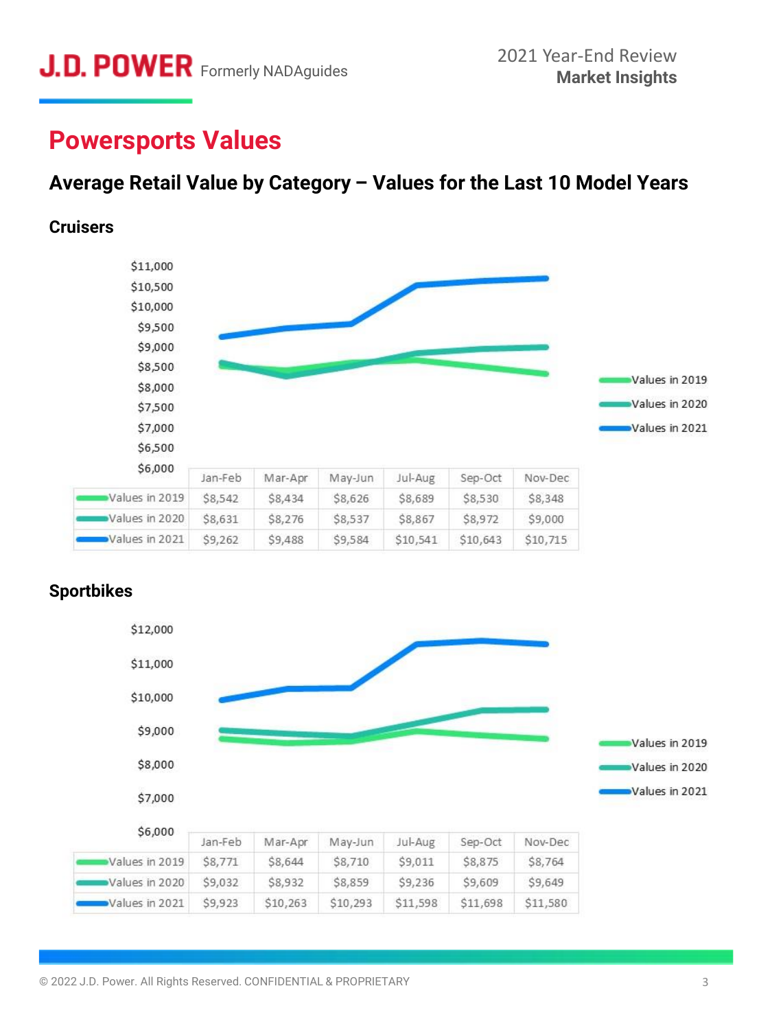# Powersports Values

## Average Retail Value by Category – Values for the Last 10 Model Years

### Cruisers

| | Jan-Feb | Mar-Apr | May-Jun | Jul-Aug | Sep-Oct | Nov-Dec |
|---|---|---|---|---|---|---|
| Values in 2019 | $8,542 | $8,434 | $8,626 | $8,689 | $8,530 | $8,348 |
| Values in 2020 | $8,631 | $8,276 | $8,537 | $8,867 | $8,972 | $9,000 |
| Values in 2021 | $9,262 | $9,488 | $9,584 | $10,541 | $10,643 | $10,715 |

### Sportbikes

| | Jan-Feb | Mar-Apr | May-Jun | Jul-Aug | Sep-Oct | Nov-Dec |
|---|---|---|---|---|---|---|
| Values in 2019 | $8,771 | $8,644 | $8,710 | $9,011 | $8,875 | $8,764 |
| Values in 2020 | $9,032 | $8,932 | $8,859 | $9,236 | $9,609 | $9,649 |
| Values in 2021 | $9,923 | $10,263 | $10,293 | $11,598 | $11,698 | $11,580 |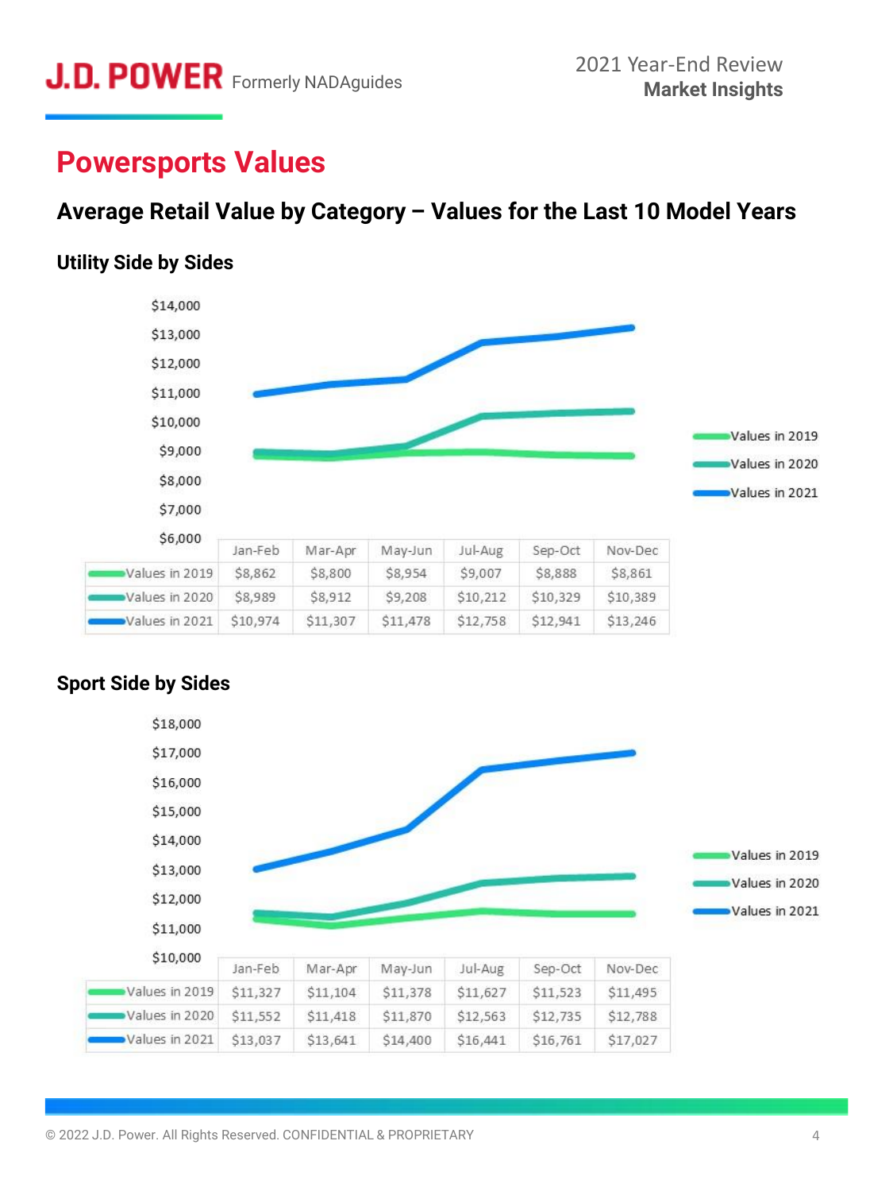## Powersports Values

### Average Retail Value by Category – Values for the Last 10 Model Years

#### Utility Side by Sides

| | Jan-Feb | Mar-Apr | May-Jun | Jul-Aug | Sep-Oct | Nov-Dec |
|---|---|---|---|---|---|---|
| Values in 2019 | $8,862 | $8,800 | $8,954 | $9,007 | $8,888 | $8,861 |
| Values in 2020 | $8,989 | $8,912 | $9,208 | $10,212 | $10,329 | $10,389 |
| Values in 2021 | $10,974 | $11,307 | $11,478 | $12,758 | $12,941 | $13,246 |

#### Sport Side by Sides

| | Jan-Feb | Mar-Apr | May-Jun | Jul-Aug | Sep-Oct | Nov-Dec |
|---|---|---|---|---|---|---|
| Values in 2019 | $11,327 | $11,104 | $11,378 | $11,627 | $11,523 | $11,495 |
| Values in 2020 | $11,552 | $11,418 | $11,870 | $12,563 | $12,735 | $12,788 |
| Values in 2021 | $13,037 | $13,641 | $14,400 | $16,441 | $16,761 | $17,027 |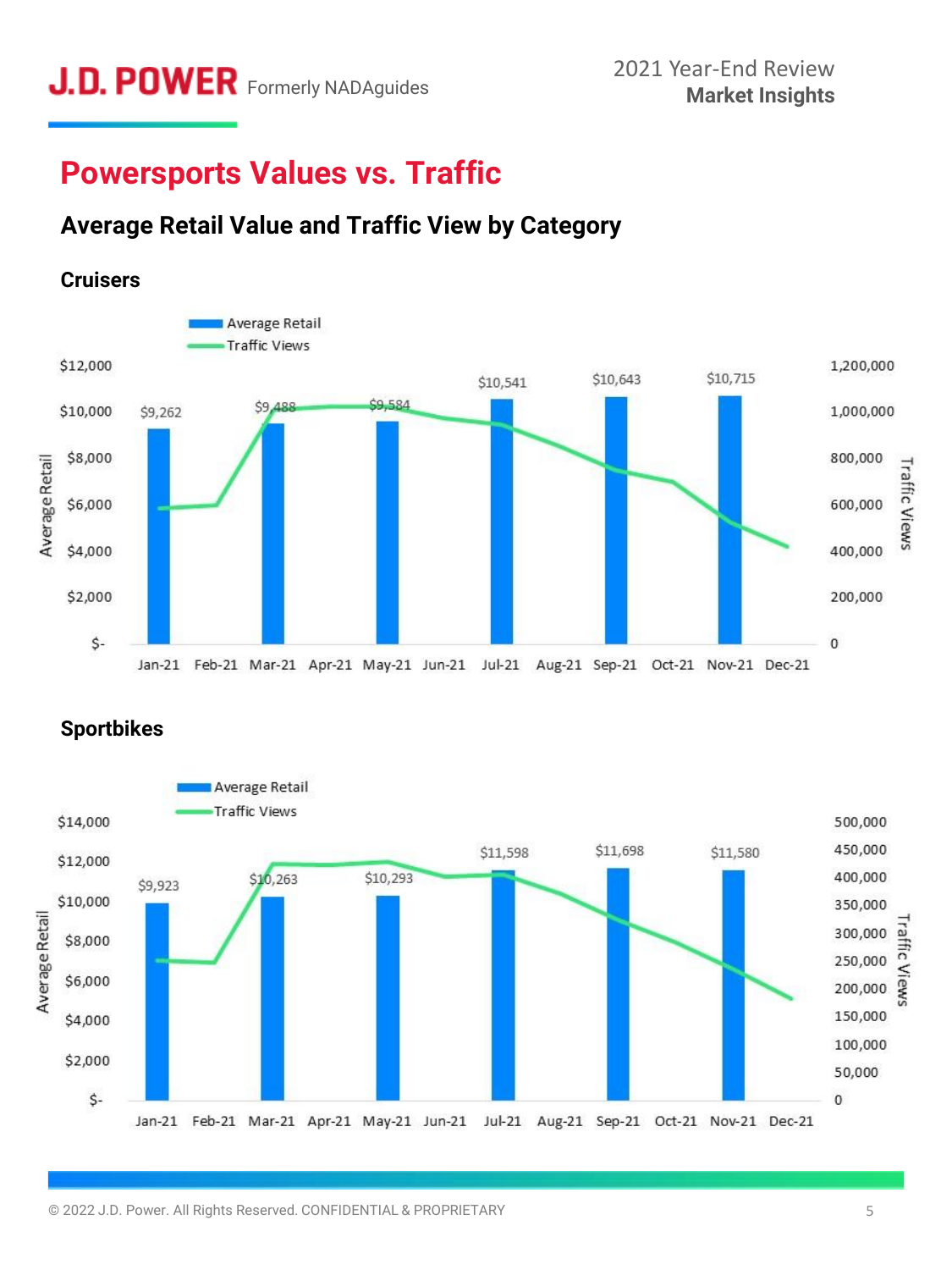# Powersports Values vs. Traffic

## Average Retail Value and Traffic View by Category

### Cruisers

Average Retail / Traffic Views

| Month | Average Retail |
|---|---|
| Jan-21 | $9,262 |
| Mar-21 | $9,488 |
| May-21 | $9,584 |
| Jul-21 | $10,541 |
| Sep-21 | $10,643 |
| Nov-21 | $10,715 |

### Sportbikes

Average Retail / Traffic Views

| Month | Average Retail |
|---|---|
| Jan-21 | $9,923 |
| Mar-21 | $10,263 |
| May-21 | $10,293 |
| Jul-21 | $11,598 |
| Sep-21 | $11,698 |
| Nov-21 | $11,580 |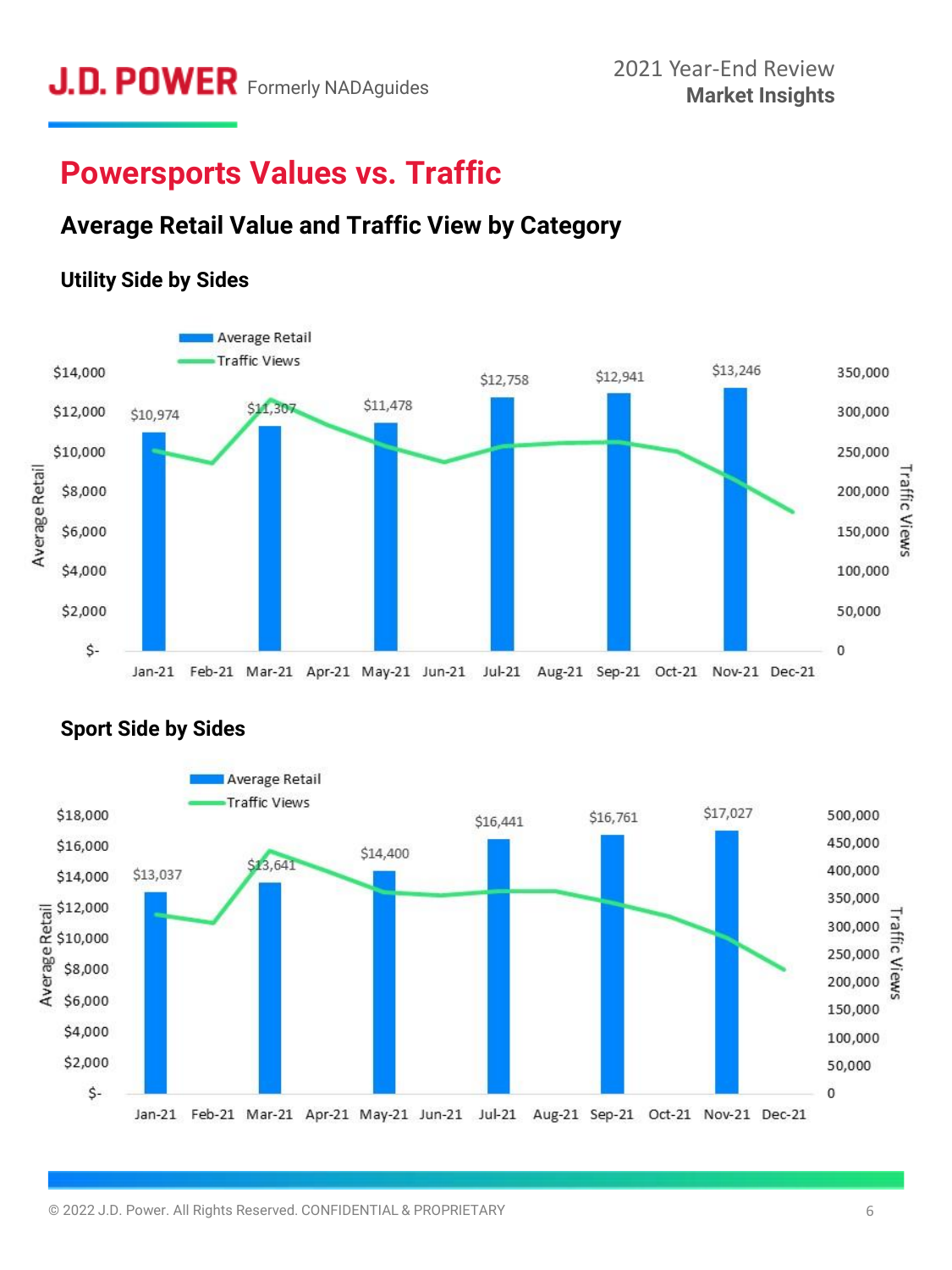# Powersports Values vs. Traffic

## Average Retail Value and Traffic View by Category

### Utility Side by Sides

| Month | Average Retail |
|---|---|
| Jan-21 | $10,974 |
| Mar-21 | $11,307 |
| May-21 | $11,478 |
| Jul-21 | $12,758 |
| Sep-21 | $12,941 |
| Nov-21 | $13,246 |

### Sport Side by Sides

| Month | Average Retail |
|---|---|
| Jan-21 | $13,037 |
| Mar-21 | $13,641 |
| May-21 | $14,400 |
| Jul-21 | $16,441 |
| Sep-21 | $16,761 |
| Nov-21 | $17,027 |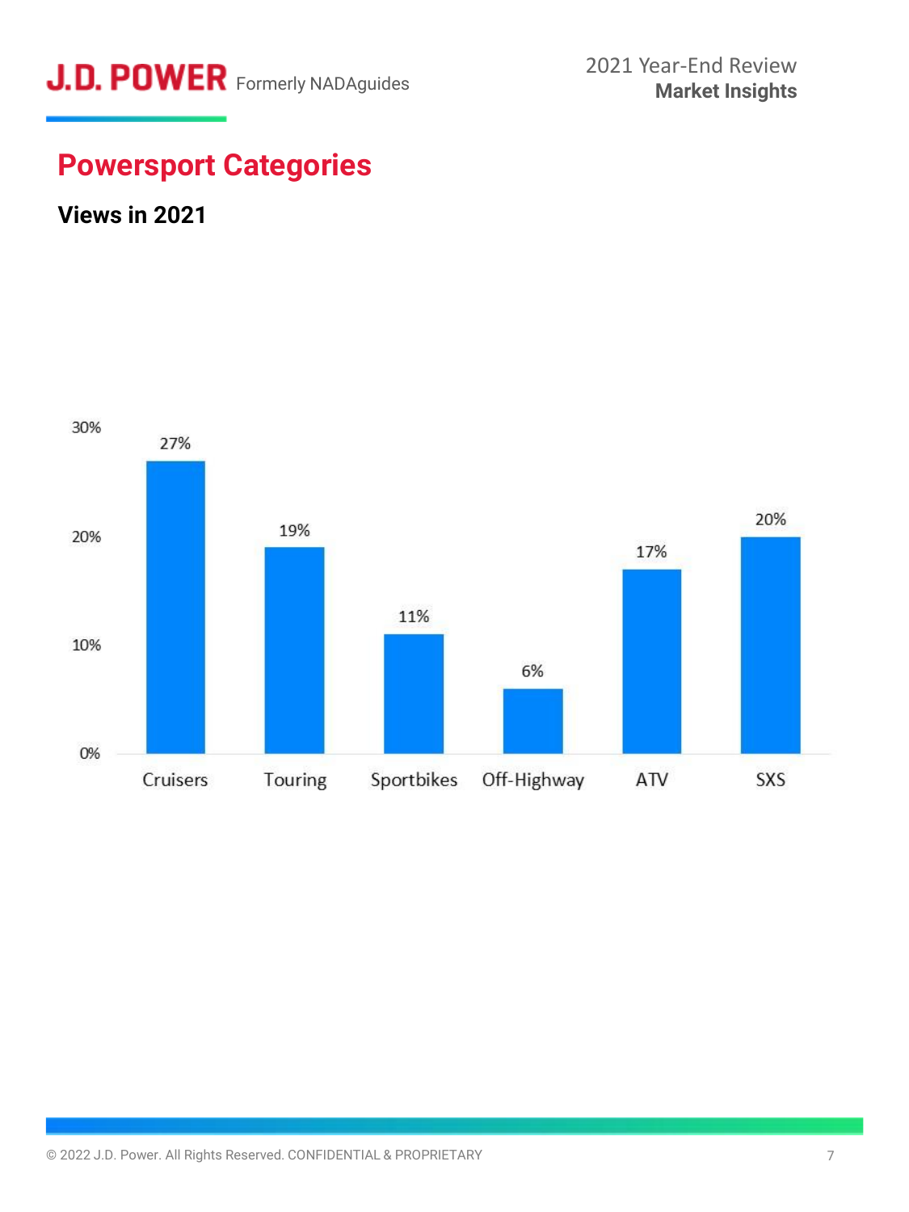## Powersport Categories

### Views in 2021

| Category | Views |
|---|---|
| Cruisers | 27% |
| Touring | 19% |
| Sportbikes | 11% |
| Off-Highway | 6% |
| ATV | 17% |
| SXS | 20% |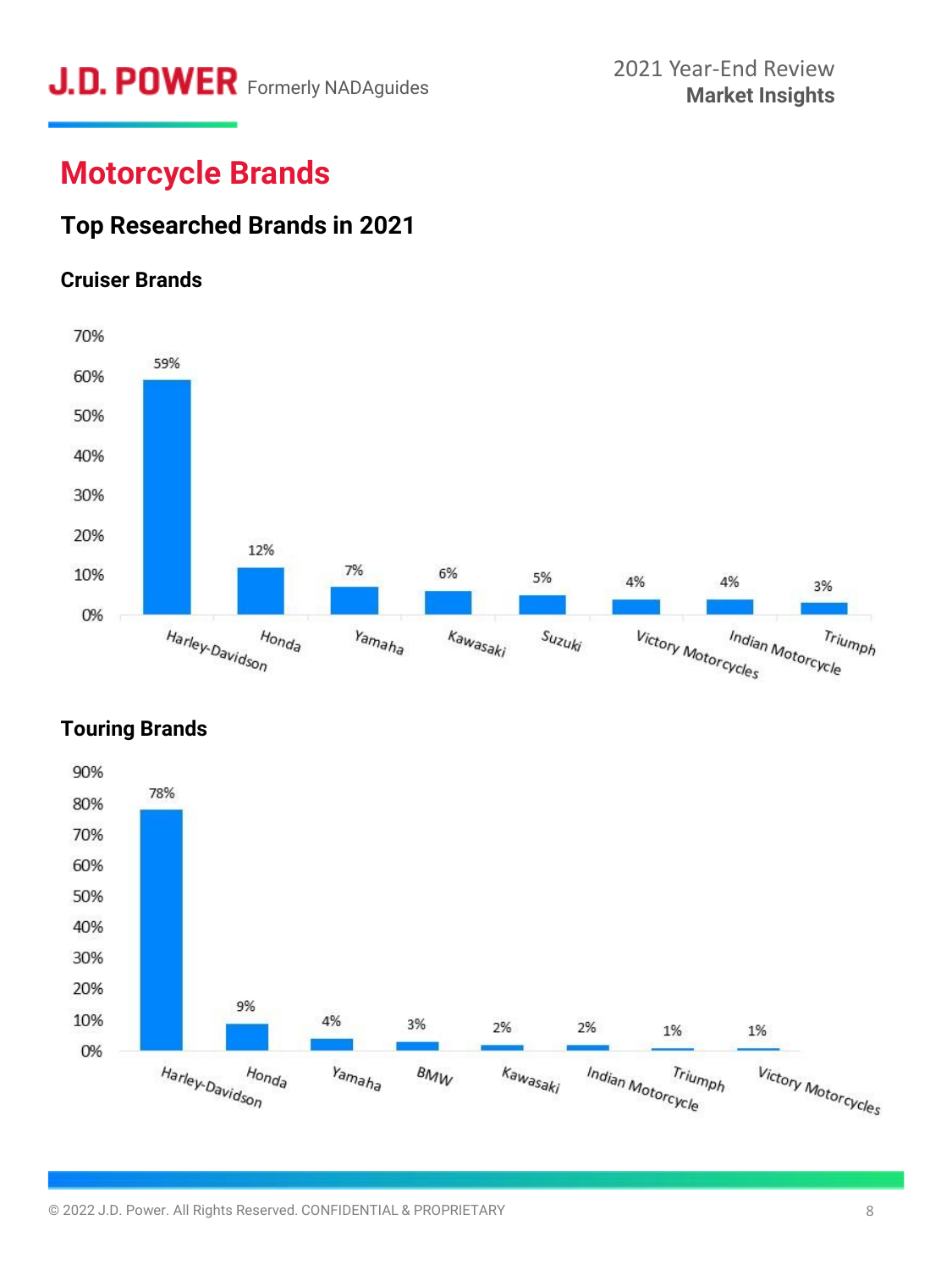# Motorcycle Brands

## Top Researched Brands in 2021

### Cruiser Brands

| Brand | Share |
|---|---|
| Harley-Davidson | 59% |
| Honda | 12% |
| Yamaha | 7% |
| Kawasaki | 6% |
| Suzuki | 5% |
| Victory Motorcycles | 4% |
| Indian Motorcycle | 4% |
| Triumph | 3% |

### Touring Brands

| Brand | Share |
|---|---|
| Harley-Davidson | 78% |
| Honda | 9% |
| Yamaha | 4% |
| BMW | 3% |
| Kawasaki | 2% |
| Indian Motorcycle | 2% |
| Triumph | 1% |
| Victory Motorcycles | 1% |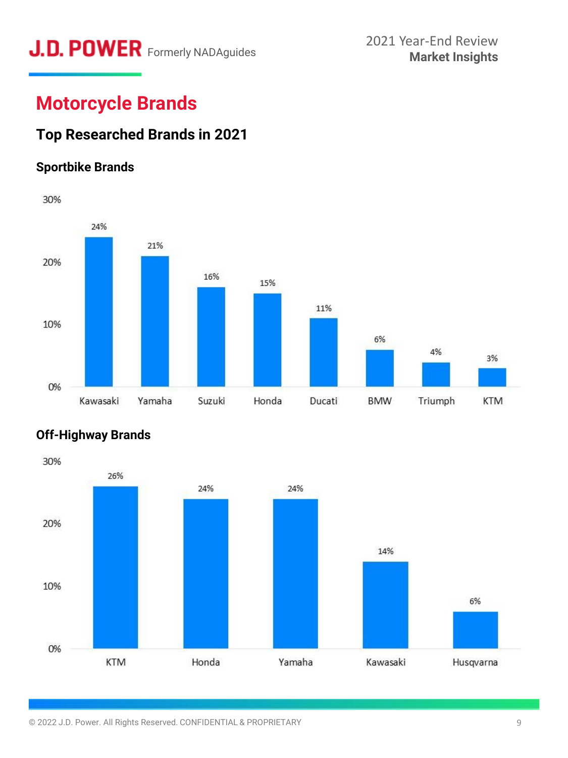# Motorcycle Brands

## Top Researched Brands in 2021

### Sportbike Brands

| Brand | Share |
| --- | --- |
| Kawasaki | 24% |
| Yamaha | 21% |
| Suzuki | 16% |
| Honda | 15% |
| Ducati | 11% |
| BMW | 6% |
| Triumph | 4% |
| KTM | 3% |

### Off-Highway Brands

| Brand | Share |
| --- | --- |
| KTM | 26% |
| Honda | 24% |
| Yamaha | 24% |
| Kawasaki | 14% |
| Husqvarna | 6% |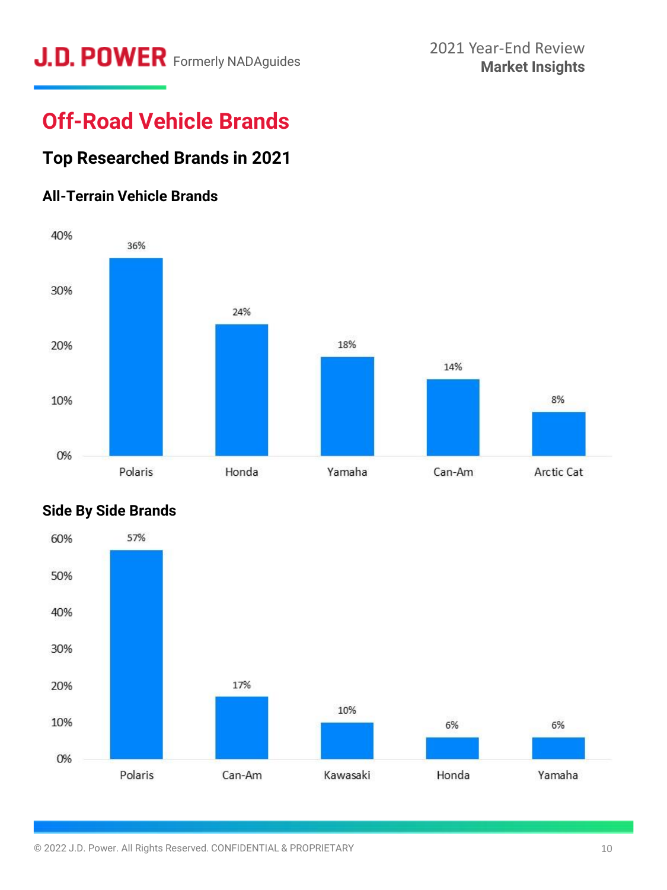# Off-Road Vehicle Brands

## Top Researched Brands in 2021

### All-Terrain Vehicle Brands

| Brand | Share |
|---|---|
| Polaris | 36% |
| Honda | 24% |
| Yamaha | 18% |
| Can-Am | 14% |
| Arctic Cat | 8% |

### Side By Side Brands

| Brand | Share |
|---|---|
| Polaris | 57% |
| Can-Am | 17% |
| Kawasaki | 10% |
| Honda | 6% |
| Yamaha | 6% |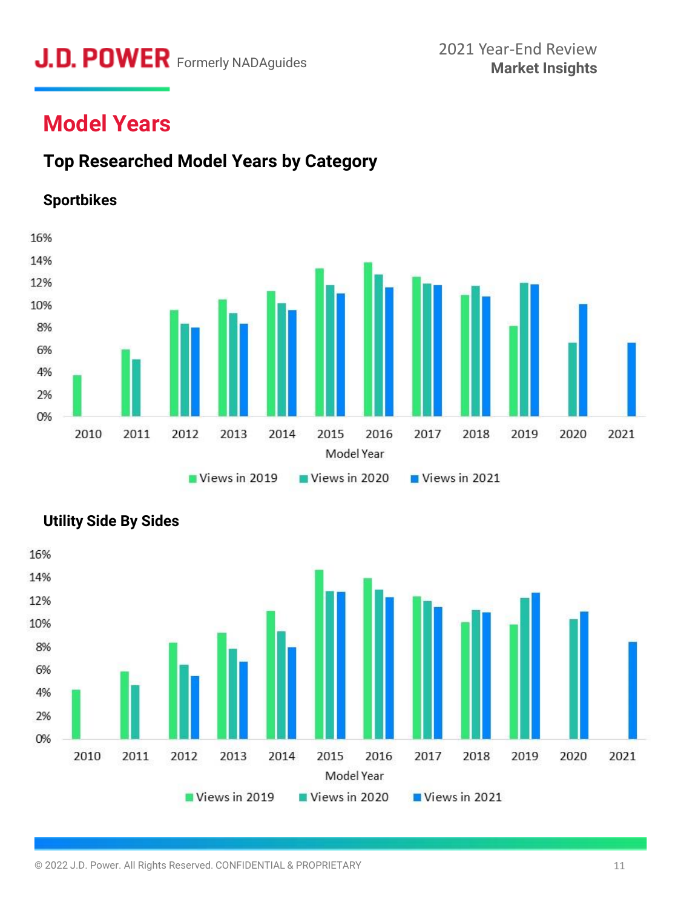# Model Years

## Top Researched Model Years by Category

### Sportbikes

### Utility Side By Sides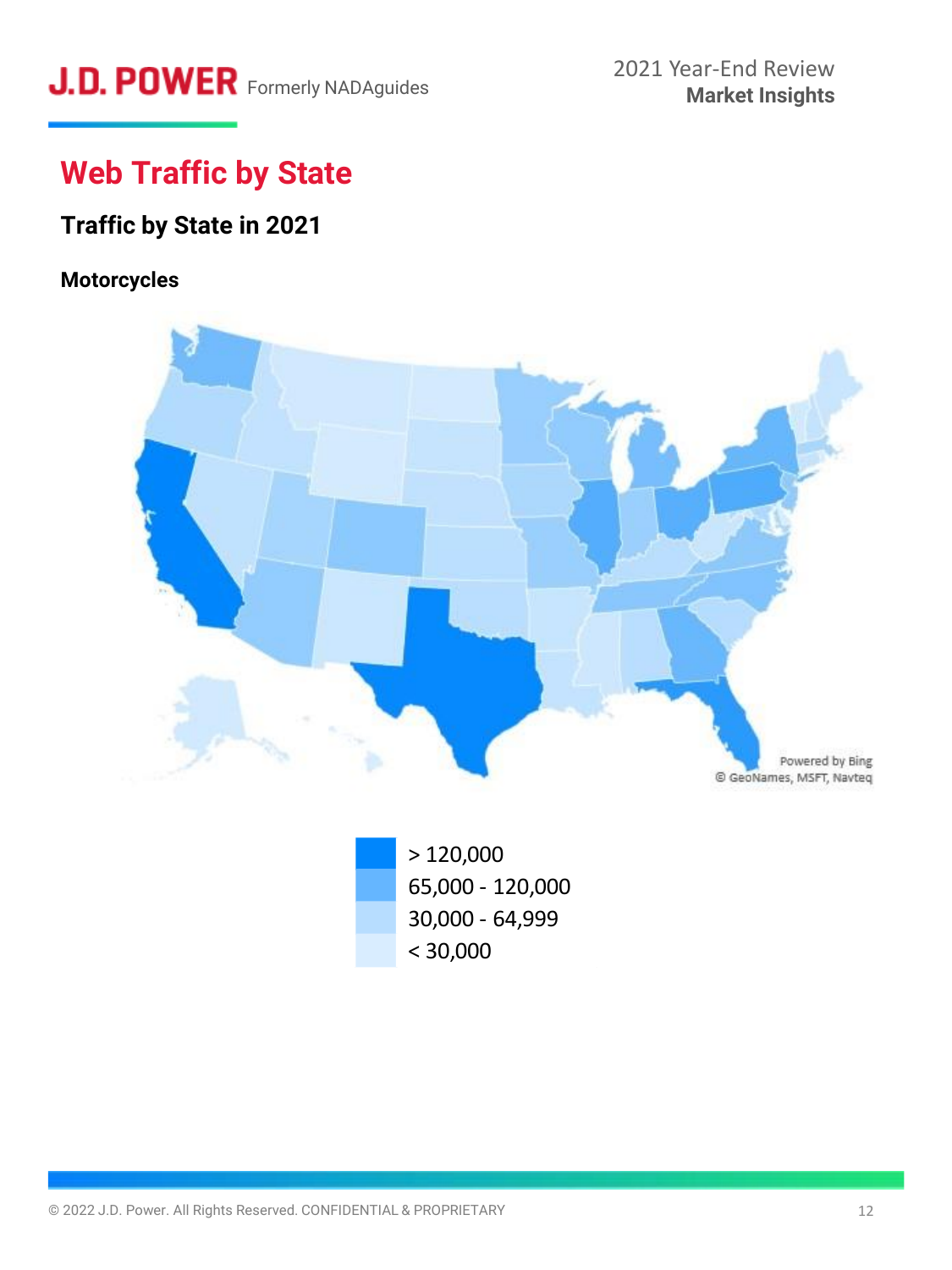# Web Traffic by State

## Traffic by State in 2021

### Motorcycles

Powered by Bing
© GeoNames, MSFT, Navteq

- > 120,000
- 65,000 - 120,000
- 30,000 - 64,999
- < 30,000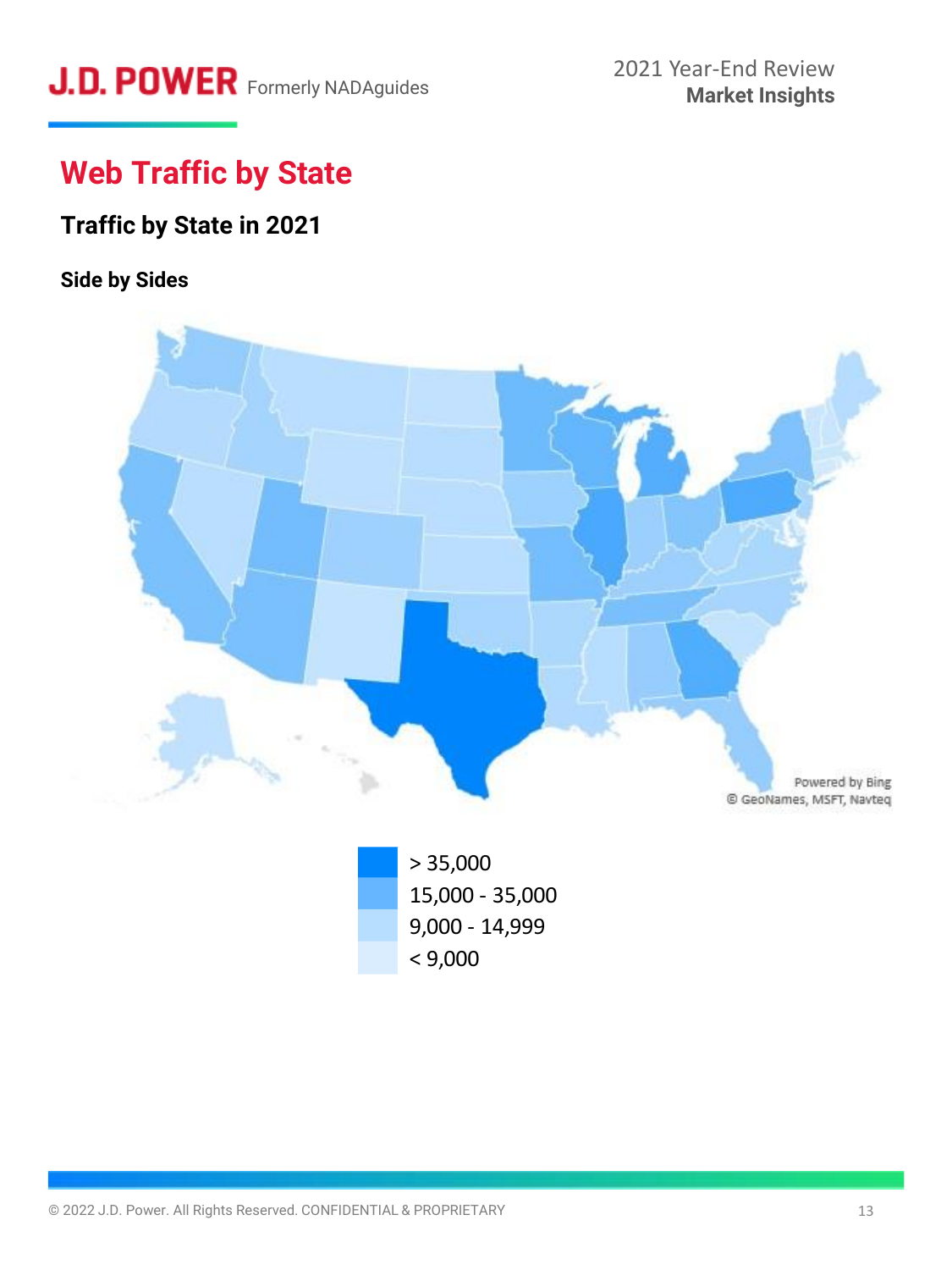# Web Traffic by State

## Traffic by State in 2021

### Side by Sides

Powered by Bing
© GeoNames, MSFT, Navteq

- > 35,000
- 15,000 - 35,000
- 9,000 - 14,999
- < 9,000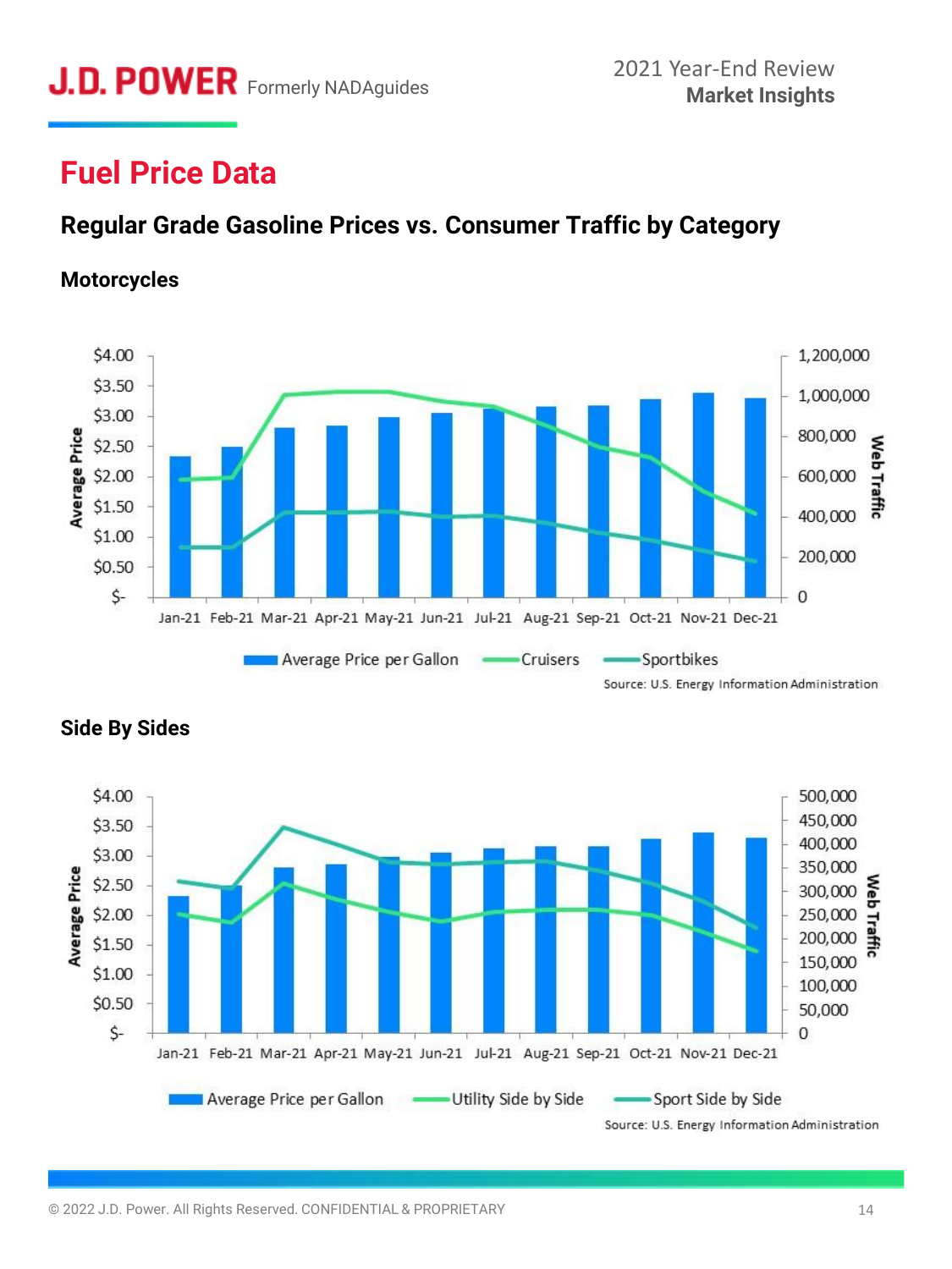# Fuel Price Data

## Regular Grade Gasoline Prices vs. Consumer Traffic by Category

### Motorcycles

Source: U.S. Energy Information Administration

### Side By Sides

Source: U.S. Energy Information Administration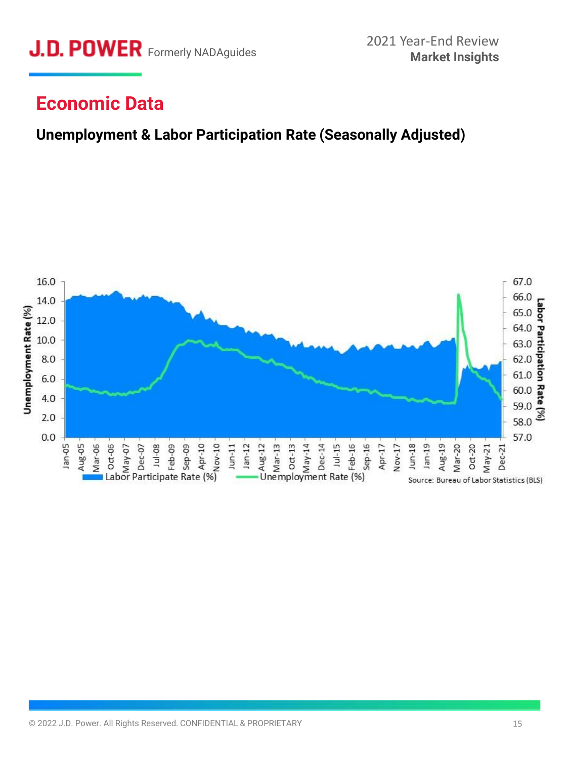## Economic Data

### Unemployment & Labor Participation Rate (Seasonally Adjusted)

Labor Participate Rate (%) — Unemployment Rate (%)

Source: Bureau of Labor Statistics (BLS)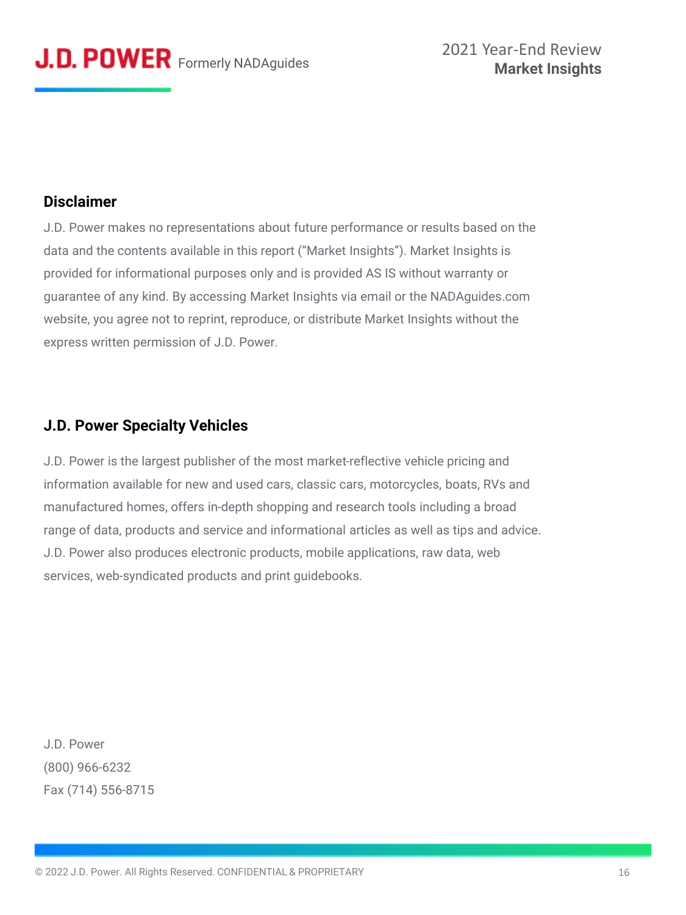## Disclaimer

J.D. Power makes no representations about future performance or results based on the data and the contents available in this report ("Market Insights"). Market Insights is provided for informational purposes only and is provided AS IS without warranty or guarantee of any kind. By accessing Market Insights via email or the NADAguides.com website, you agree not to reprint, reproduce, or distribute Market Insights without the express written permission of J.D. Power.

## J.D. Power Specialty Vehicles

J.D. Power is the largest publisher of the most market-reflective vehicle pricing and information available for new and used cars, classic cars, motorcycles, boats, RVs and manufactured homes, offers in-depth shopping and research tools including a broad range of data, products and service and informational articles as well as tips and advice. J.D. Power also produces electronic products, mobile applications, raw data, web services, web-syndicated products and print guidebooks.

J.D. Power
(800) 966-6232
Fax (714) 556-8715